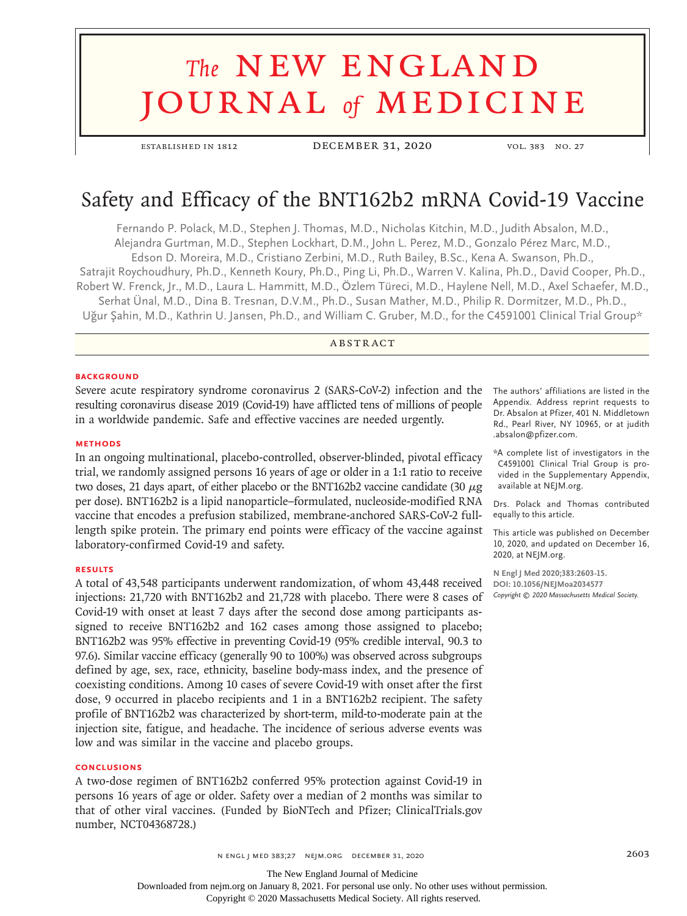# The NEW ENGLAND JOURNAL of MEDICINE

ESTABLISHED IN 1812 — DECEMBER 31, 2020 — VOL. 383 NO. 27

## Safety and Efficacy of the BNT162b2 mRNA Covid-19 Vaccine

Fernando P. Polack, M.D., Stephen J. Thomas, M.D., Nicholas Kitchin, M.D., Judith Absalon, M.D., Alejandra Gurtman, M.D., Stephen Lockhart, D.M., John L. Perez, M.D., Gonzalo Pérez Marc, M.D., Edson D. Moreira, M.D., Cristiano Zerbini, M.D., Ruth Bailey, B.Sc., Kena A. Swanson, Ph.D., Satrajit Roychoudhury, Ph.D., Kenneth Koury, Ph.D., Ping Li, Ph.D., Warren V. Kalina, Ph.D., David Cooper, Ph.D., Robert W. Frenck, Jr., M.D., Laura L. Hammitt, M.D., Özlem Türeci, M.D., Haylene Nell, M.D., Axel Schaefer, M.D., Serhat Ünal, M.D., Dina B. Tresnan, D.V.M., Ph.D., Susan Mather, M.D., Philip R. Dormitzer, M.D., Ph.D., Uğur Şahin, M.D., Kathrin U. Jansen, Ph.D., and William C. Gruber, M.D., for the C4591001 Clinical Trial Group*

### ABSTRACT

#### BACKGROUND

Severe acute respiratory syndrome coronavirus 2 (SARS-CoV-2) infection and the resulting coronavirus disease 2019 (Covid-19) have afflicted tens of millions of people in a worldwide pandemic. Safe and effective vaccines are needed urgently.

#### METHODS

In an ongoing multinational, placebo-controlled, observer-blinded, pivotal efficacy trial, we randomly assigned persons 16 years of age or older in a 1:1 ratio to receive two doses, 21 days apart, of either placebo or the BNT162b2 vaccine candidate (30 $\mu$g per dose). BNT162b2 is a lipid nanoparticle–formulated, nucleoside-modified RNA vaccine that encodes a prefusion stabilized, membrane-anchored SARS-CoV-2 full-length spike protein. The primary end points were efficacy of the vaccine against laboratory-confirmed Covid-19 and safety.

#### RESULTS

A total of 43,548 participants underwent randomization, of whom 43,448 received injections: 21,720 with BNT162b2 and 21,728 with placebo. There were 8 cases of Covid-19 with onset at least 7 days after the second dose among participants assigned to receive BNT162b2 and 162 cases among those assigned to placebo; BNT162b2 was 95% effective in preventing Covid-19 (95% credible interval, 90.3 to 97.6). Similar vaccine efficacy (generally 90 to 100%) was observed across subgroups defined by age, sex, race, ethnicity, baseline body-mass index, and the presence of coexisting conditions. Among 10 cases of severe Covid-19 with onset after the first dose, 9 occurred in placebo recipients and 1 in a BNT162b2 recipient. The safety profile of BNT162b2 was characterized by short-term, mild-to-moderate pain at the injection site, fatigue, and headache. The incidence of serious adverse events was low and was similar in the vaccine and placebo groups.

#### CONCLUSIONS

A two-dose regimen of BNT162b2 conferred 95% protection against Covid-19 in persons 16 years of age or older. Safety over a median of 2 months was similar to that of other viral vaccines. (Funded by BioNTech and Pfizer; ClinicalTrials.gov number, NCT04368728.)

The authors' affiliations are listed in the Appendix. Address reprint requests to Dr. Absalon at Pfizer, 401 N. Middletown Rd., Pearl River, NY 10965, or at judith.absalon@pfizer.com.

*A complete list of investigators in the C4591001 Clinical Trial Group is provided in the Supplementary Appendix, available at NEJM.org.

Drs. Polack and Thomas contributed equally to this article.

This article was published on December 10, 2020, and updated on December 16, 2020, at NEJM.org.

**N Engl J Med 2020;383:2603-15.**
**DOI: 10.1056/NEJMoa2034577**
*Copyright © 2020 Massachusetts Medical Society.*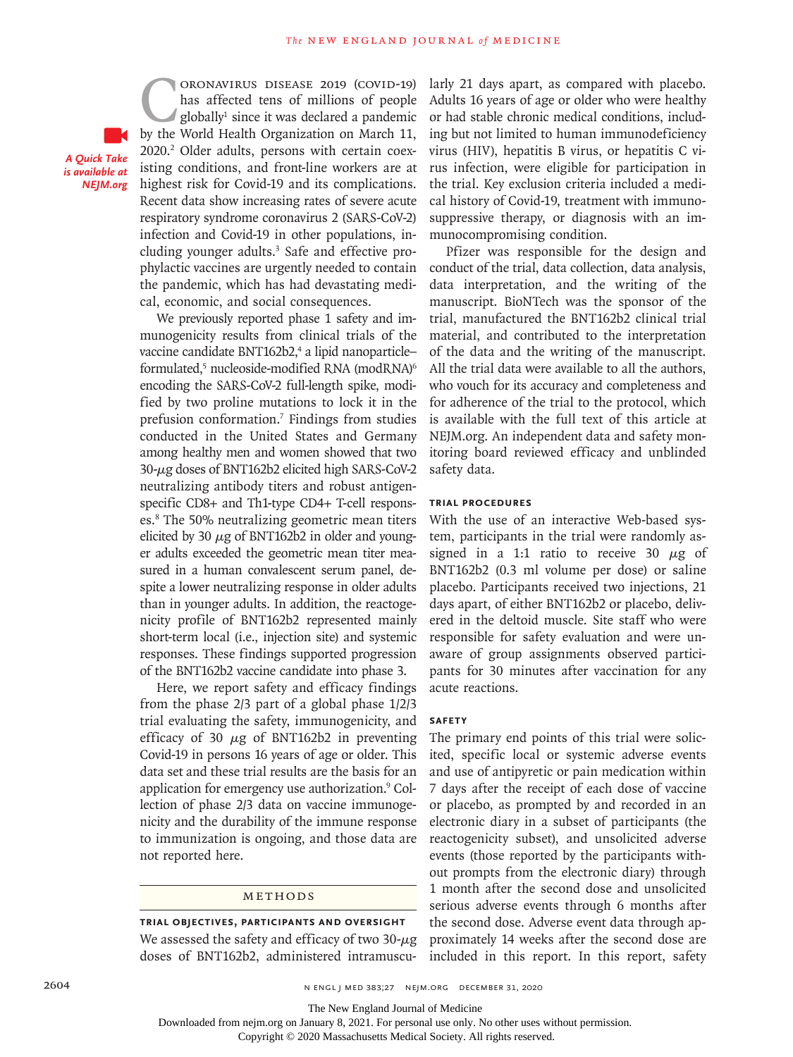Coronavirus disease 2019 (Covid-19) has affected tens of millions of people globally[1] since it was declared a pandemic by the World Health Organization on March 11, 2020.[2] Older adults, persons with certain coexisting conditions, and front-line workers are at highest risk for Covid-19 and its complications. Recent data show increasing rates of severe acute respiratory syndrome coronavirus 2 (SARS-CoV-2) infection and Covid-19 in other populations, including younger adults.[3] Safe and effective prophylactic vaccines are urgently needed to contain the pandemic, which has had devastating medical, economic, and social consequences.

*A Quick Take is available at NEJM.org*

We previously reported phase 1 safety and immunogenicity results from clinical trials of the vaccine candidate BNT162b2,[4] a lipid nanoparticle–formulated,[5] nucleoside-modified RNA (modRNA)[6] encoding the SARS-CoV-2 full-length spike, modified by two proline mutations to lock it in the prefusion conformation.[7] Findings from studies conducted in the United States and Germany among healthy men and women showed that two 30-μg doses of BNT162b2 elicited high SARS-CoV-2 neutralizing antibody titers and robust antigen-specific CD8+ and Th1-type CD4+ T-cell responses.[8] The 50% neutralizing geometric mean titers elicited by 30 μg of BNT162b2 in older and younger adults exceeded the geometric mean titer measured in a human convalescent serum panel, despite a lower neutralizing response in older adults than in younger adults. In addition, the reactogenicity profile of BNT162b2 represented mainly short-term local (i.e., injection site) and systemic responses. These findings supported progression of the BNT162b2 vaccine candidate into phase 3.

Here, we report safety and efficacy findings from the phase 2/3 part of a global phase 1/2/3 trial evaluating the safety, immunogenicity, and efficacy of 30 μg of BNT162b2 in preventing Covid-19 in persons 16 years of age or older. This data set and these trial results are the basis for an application for emergency use authorization.[9] Collection of phase 2/3 data on vaccine immunogenicity and the durability of the immune response to immunization is ongoing, and those data are not reported here.

## Methods

### Trial Objectives, Participants and Oversight

We assessed the safety and efficacy of two 30-μg doses of BNT162b2, administered intramuscularly 21 days apart, as compared with placebo. Adults 16 years of age or older who were healthy or had stable chronic medical conditions, including but not limited to human immunodeficiency virus (HIV), hepatitis B virus, or hepatitis C virus infection, were eligible for participation in the trial. Key exclusion criteria included a medical history of Covid-19, treatment with immunosuppressive therapy, or diagnosis with an immunocompromising condition.

Pfizer was responsible for the design and conduct of the trial, data collection, data analysis, data interpretation, and the writing of the manuscript. BioNTech was the sponsor of the trial, manufactured the BNT162b2 clinical trial material, and contributed to the interpretation of the data and the writing of the manuscript. All the trial data were available to all the authors, who vouch for its accuracy and completeness and for adherence of the trial to the protocol, which is available with the full text of this article at NEJM.org. An independent data and safety monitoring board reviewed efficacy and unblinded safety data.

### Trial Procedures

With the use of an interactive Web-based system, participants in the trial were randomly assigned in a 1:1 ratio to receive 30 μg of BNT162b2 (0.3 ml volume per dose) or saline placebo. Participants received two injections, 21 days apart, of either BNT162b2 or placebo, delivered in the deltoid muscle. Site staff who were responsible for safety evaluation and were unaware of group assignments observed participants for 30 minutes after vaccination for any acute reactions.

### Safety

The primary end points of this trial were solicited, specific local or systemic adverse events and use of antipyretic or pain medication within 7 days after the receipt of each dose of vaccine or placebo, as prompted by and recorded in an electronic diary in a subset of participants (the reactogenicity subset), and unsolicited adverse events (those reported by the participants without prompts from the electronic diary) through 1 month after the second dose and unsolicited serious adverse events through 6 months after the second dose. Adverse event data through approximately 14 weeks after the second dose are included in this report. In this report, safety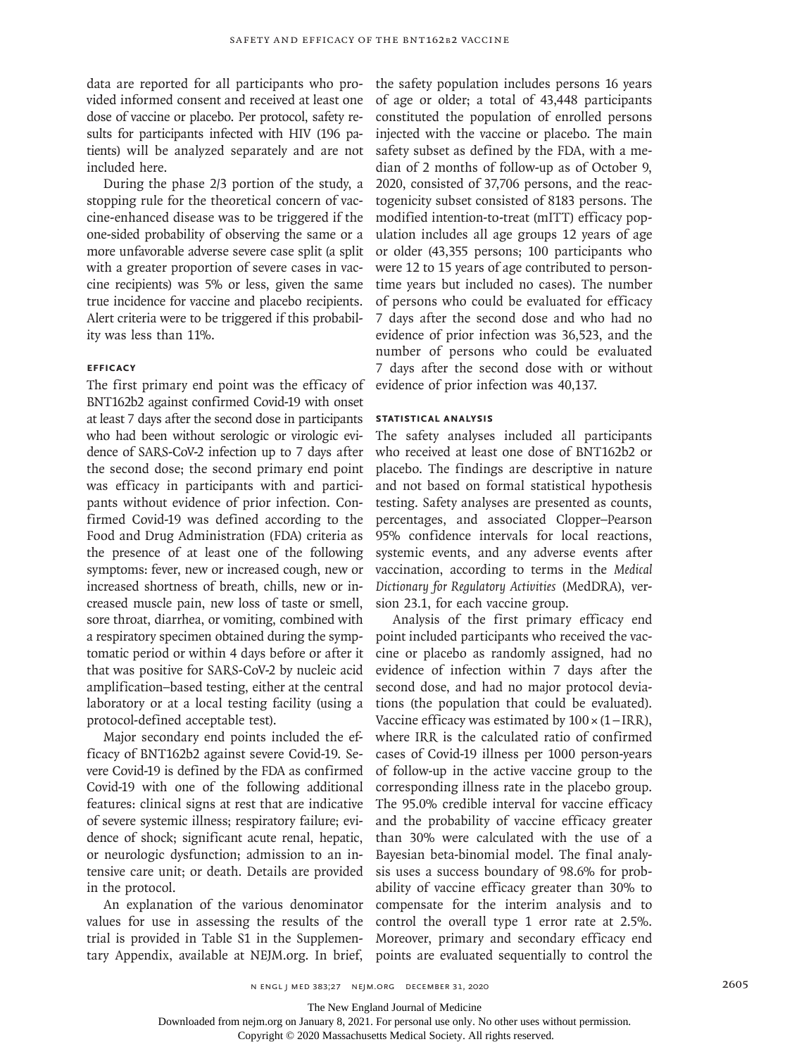data are reported for all participants who provided informed consent and received at least one dose of vaccine or placebo. Per protocol, safety results for participants infected with HIV (196 patients) will be analyzed separately and are not included here.

During the phase 2/3 portion of the study, a stopping rule for the theoretical concern of vaccine-enhanced disease was to be triggered if the one-sided probability of observing the same or a more unfavorable adverse severe case split (a split with a greater proportion of severe cases in vaccine recipients) was 5% or less, given the same true incidence for vaccine and placebo recipients. Alert criteria were to be triggered if this probability was less than 11%.

### EFFICACY

The first primary end point was the efficacy of BNT162b2 against confirmed Covid-19 with onset at least 7 days after the second dose in participants who had been without serologic or virologic evidence of SARS-CoV-2 infection up to 7 days after the second dose; the second primary end point was efficacy in participants with and participants without evidence of prior infection. Confirmed Covid-19 was defined according to the Food and Drug Administration (FDA) criteria as the presence of at least one of the following symptoms: fever, new or increased cough, new or increased shortness of breath, chills, new or increased muscle pain, new loss of taste or smell, sore throat, diarrhea, or vomiting, combined with a respiratory specimen obtained during the symptomatic period or within 4 days before or after it that was positive for SARS-CoV-2 by nucleic acid amplification–based testing, either at the central laboratory or at a local testing facility (using a protocol-defined acceptable test).

Major secondary end points included the efficacy of BNT162b2 against severe Covid-19. Severe Covid-19 is defined by the FDA as confirmed Covid-19 with one of the following additional features: clinical signs at rest that are indicative of severe systemic illness; respiratory failure; evidence of shock; significant acute renal, hepatic, or neurologic dysfunction; admission to an intensive care unit; or death. Details are provided in the protocol.

An explanation of the various denominator values for use in assessing the results of the trial is provided in Table S1 in the Supplementary Appendix, available at NEJM.org. In brief, the safety population includes persons 16 years of age or older; a total of 43,448 participants constituted the population of enrolled persons injected with the vaccine or placebo. The main safety subset as defined by the FDA, with a median of 2 months of follow-up as of October 9, 2020, consisted of 37,706 persons, and the reactogenicity subset consisted of 8183 persons. The modified intention-to-treat (mITT) efficacy population includes all age groups 12 years of age or older (43,355 persons; 100 participants who were 12 to 15 years of age contributed to person-time years but included no cases). The number of persons who could be evaluated for efficacy 7 days after the second dose and who had no evidence of prior infection was 36,523, and the number of persons who could be evaluated 7 days after the second dose with or without evidence of prior infection was 40,137.

### STATISTICAL ANALYSIS

The safety analyses included all participants who received at least one dose of BNT162b2 or placebo. The findings are descriptive in nature and not based on formal statistical hypothesis testing. Safety analyses are presented as counts, percentages, and associated Clopper–Pearson 95% confidence intervals for local reactions, systemic events, and any adverse events after vaccination, according to terms in the *Medical Dictionary for Regulatory Activities* (MedDRA), version 23.1, for each vaccine group.

Analysis of the first primary efficacy end point included participants who received the vaccine or placebo as randomly assigned, had no evidence of infection within 7 days after the second dose, and had no major protocol deviations (the population that could be evaluated). Vaccine efficacy was estimated by $100 \times (1 - \text{IRR})$, where IRR is the calculated ratio of confirmed cases of Covid-19 illness per 1000 person-years of follow-up in the active vaccine group to the corresponding illness rate in the placebo group. The 95.0% credible interval for vaccine efficacy and the probability of vaccine efficacy greater than 30% were calculated with the use of a Bayesian beta-binomial model. The final analysis uses a success boundary of 98.6% for probability of vaccine efficacy greater than 30% to compensate for the interim analysis and to control the overall type 1 error rate at 2.5%. Moreover, primary and secondary efficacy end points are evaluated sequentially to control the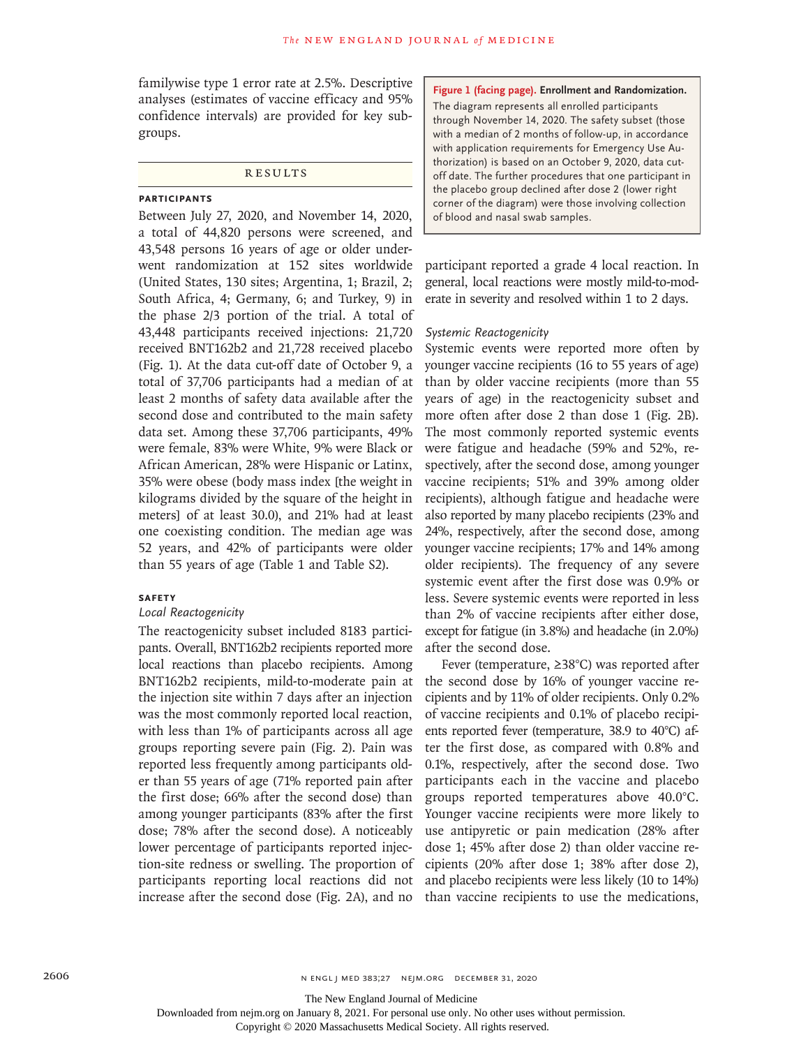familywise type 1 error rate at 2.5%. Descriptive analyses (estimates of vaccine efficacy and 95% confidence intervals) are provided for key subgroups.

## Results

### Participants

Between July 27, 2020, and November 14, 2020, a total of 44,820 persons were screened, and 43,548 persons 16 years of age or older underwent randomization at 152 sites worldwide (United States, 130 sites; Argentina, 1; Brazil, 2; South Africa, 4; Germany, 6; and Turkey, 9) in the phase 2/3 portion of the trial. A total of 43,448 participants received injections: 21,720 received BNT162b2 and 21,728 received placebo (Fig. 1). At the data cut-off date of October 9, a total of 37,706 participants had a median of at least 2 months of safety data available after the second dose and contributed to the main safety data set. Among these 37,706 participants, 49% were female, 83% were White, 9% were Black or African American, 28% were Hispanic or Latinx, 35% were obese (body mass index [the weight in kilograms divided by the square of the height in meters] of at least 30.0), and 21% had at least one coexisting condition. The median age was 52 years, and 42% of participants were older than 55 years of age (Table 1 and Table S2).

### Safety

*Local Reactogenicity*

The reactogenicity subset included 8183 participants. Overall, BNT162b2 recipients reported more local reactions than placebo recipients. Among BNT162b2 recipients, mild-to-moderate pain at the injection site within 7 days after an injection was the most commonly reported local reaction, with less than 1% of participants across all age groups reporting severe pain (Fig. 2). Pain was reported less frequently among participants older than 55 years of age (71% reported pain after the first dose; 66% after the second dose) than among younger participants (83% after the first dose; 78% after the second dose). A noticeably lower percentage of participants reported injection-site redness or swelling. The proportion of participants reporting local reactions did not increase after the second dose (Fig. 2A), and no participant reported a grade 4 local reaction. In general, local reactions were mostly mild-to-moderate in severity and resolved within 1 to 2 days.

*Systemic Reactogenicity*

Systemic events were reported more often by younger vaccine recipients (16 to 55 years of age) than by older vaccine recipients (more than 55 years of age) in the reactogenicity subset and more often after dose 2 than dose 1 (Fig. 2B). The most commonly reported systemic events were fatigue and headache (59% and 52%, respectively, after the second dose, among younger vaccine recipients; 51% and 39% among older recipients), although fatigue and headache were also reported by many placebo recipients (23% and 24%, respectively, after the second dose, among younger vaccine recipients; 17% and 14% among older recipients). The frequency of any severe systemic event after the first dose was 0.9% or less. Severe systemic events were reported in less than 2% of vaccine recipients after either dose, except for fatigue (in 3.8%) and headache (in 2.0%) after the second dose.

Fever (temperature, ≥38°C) was reported after the second dose by 16% of younger vaccine recipients and by 11% of older recipients. Only 0.2% of vaccine recipients and 0.1% of placebo recipients reported fever (temperature, 38.9 to 40°C) after the first dose, as compared with 0.8% and 0.1%, respectively, after the second dose. Two participants each in the vaccine and placebo groups reported temperatures above 40.0°C. Younger vaccine recipients were more likely to use antipyretic or pain medication (28% after dose 1; 45% after dose 2) than older vaccine recipients (20% after dose 1; 38% after dose 2), and placebo recipients were less likely (10 to 14%) than vaccine recipients to use the medications,

**Figure 1 (facing page). Enrollment and Randomization.** The diagram represents all enrolled participants through November 14, 2020. The safety subset (those with a median of 2 months of follow-up, in accordance with application requirements for Emergency Use Authorization) is based on an October 9, 2020, data cut-off date. The further procedures that one participant in the placebo group declined after dose 2 (lower right corner of the diagram) were those involving collection of blood and nasal swab samples.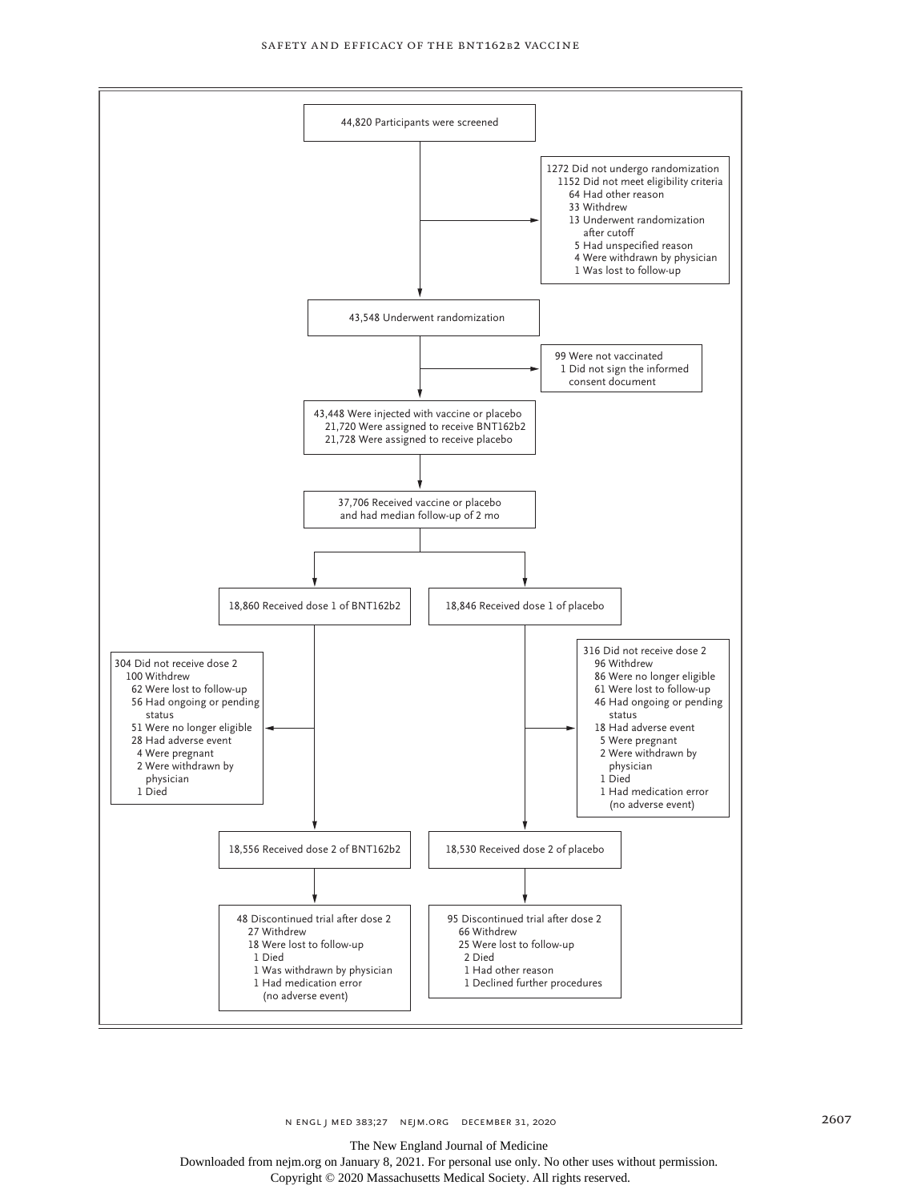44,820 Participants were screened

1272 Did not undergo randomization
- 1152 Did not meet eligibility criteria
- 64 Had other reason
- 33 Withdrew
- 13 Underwent randomization after cutoff
- 5 Had unspecified reason
- 4 Were withdrawn by physician
- 1 Was lost to follow-up

43,548 Underwent randomization

99 Were not vaccinated
- 1 Did not sign the informed consent document

43,448 Were injected with vaccine or placebo
- 21,720 Were assigned to receive BNT162b2
- 21,728 Were assigned to receive placebo

37,706 Received vaccine or placebo and had median follow-up of 2 mo

18,860 Received dose 1 of BNT162b2

18,846 Received dose 1 of placebo

304 Did not receive dose 2
- 100 Withdrew
- 62 Were lost to follow-up
- 56 Had ongoing or pending status
- 51 Were no longer eligible
- 28 Had adverse event
- 4 Were pregnant
- 2 Were withdrawn by physician
- 1 Died

316 Did not receive dose 2
- 96 Withdrew
- 86 Were no longer eligible
- 61 Were lost to follow-up
- 46 Had ongoing or pending status
- 18 Had adverse event
- 5 Were pregnant
- 2 Were withdrawn by physician
- 1 Died
- 1 Had medication error (no adverse event)

18,556 Received dose 2 of BNT162b2

18,530 Received dose 2 of placebo

48 Discontinued trial after dose 2
- 27 Withdrew
- 18 Were lost to follow-up
- 1 Died
- 1 Was withdrawn by physician
- 1 Had medication error (no adverse event)

95 Discontinued trial after dose 2
- 66 Withdrew
- 25 Were lost to follow-up
- 2 Died
- 1 Had other reason
- 1 Declined further procedures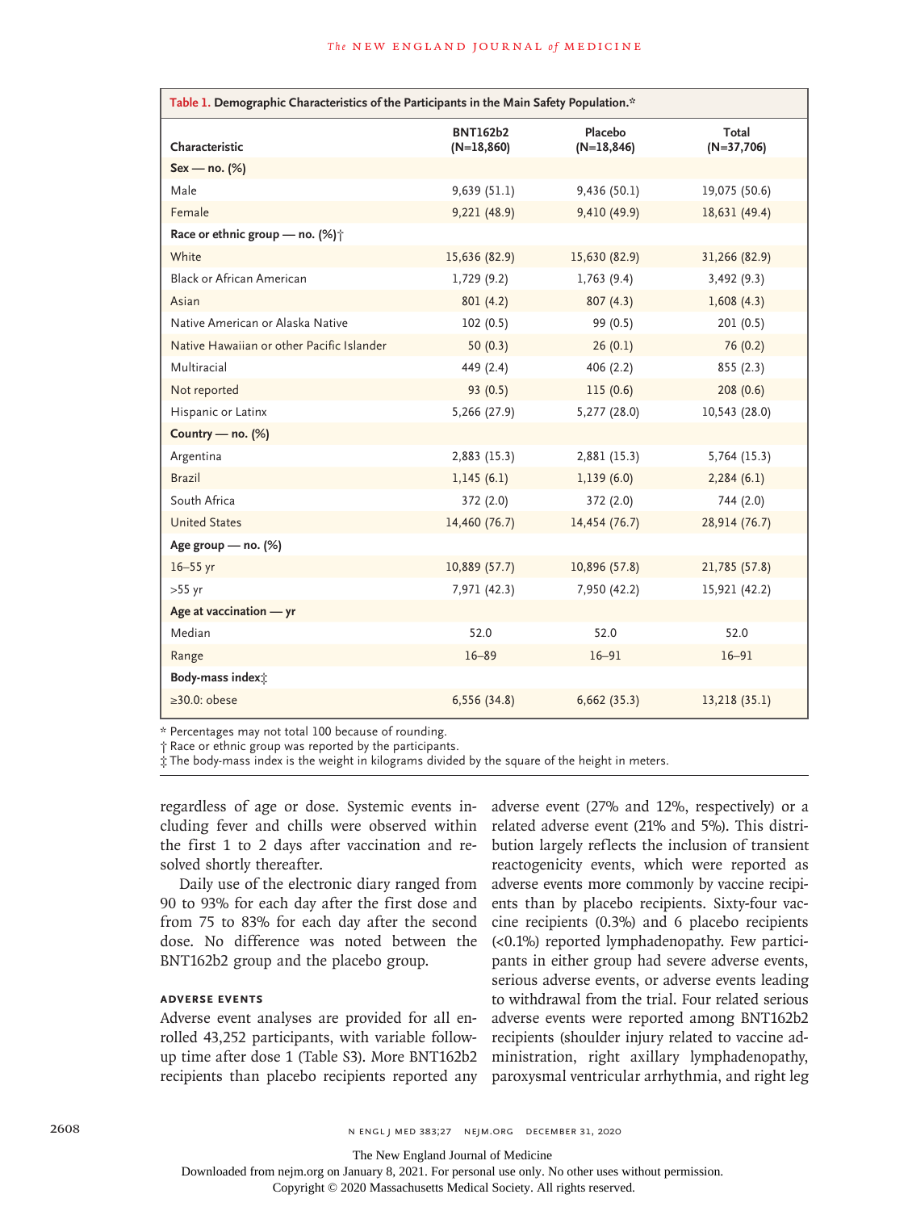**Table 1. Demographic Characteristics of the Participants in the Main Safety Population.***

| Characteristic | BNT162b2 (N=18,860) | Placebo (N=18,846) | Total (N=37,706) |
|---|---|---|---|
| **Sex — no. (%)** | | | |
| Male | 9,639 (51.1) | 9,436 (50.1) | 19,075 (50.6) |
| Female | 9,221 (48.9) | 9,410 (49.9) | 18,631 (49.4) |
| **Race or ethnic group — no. (%)†** | | | |
| White | 15,636 (82.9) | 15,630 (82.9) | 31,266 (82.9) |
| Black or African American | 1,729 (9.2) | 1,763 (9.4) | 3,492 (9.3) |
| Asian | 801 (4.2) | 807 (4.3) | 1,608 (4.3) |
| Native American or Alaska Native | 102 (0.5) | 99 (0.5) | 201 (0.5) |
| Native Hawaiian or other Pacific Islander | 50 (0.3) | 26 (0.1) | 76 (0.2) |
| Multiracial | 449 (2.4) | 406 (2.2) | 855 (2.3) |
| Not reported | 93 (0.5) | 115 (0.6) | 208 (0.6) |
| Hispanic or Latinx | 5,266 (27.9) | 5,277 (28.0) | 10,543 (28.0) |
| **Country — no. (%)** | | | |
| Argentina | 2,883 (15.3) | 2,881 (15.3) | 5,764 (15.3) |
| Brazil | 1,145 (6.1) | 1,139 (6.0) | 2,284 (6.1) |
| South Africa | 372 (2.0) | 372 (2.0) | 744 (2.0) |
| United States | 14,460 (76.7) | 14,454 (76.7) | 28,914 (76.7) |
| **Age group — no. (%)** | | | |
| 16–55 yr | 10,889 (57.7) | 10,896 (57.8) | 21,785 (57.8) |
| >55 yr | 7,971 (42.3) | 7,950 (42.2) | 15,921 (42.2) |
| **Age at vaccination — yr** | | | |
| Median | 52.0 | 52.0 | 52.0 |
| Range | 16–89 | 16–91 | 16–91 |
| **Body-mass index‡** | | | |
| ≥30.0: obese | 6,556 (34.8) | 6,662 (35.3) | 13,218 (35.1) |

\* Percentages may not total 100 because of rounding.

† Race or ethnic group was reported by the participants.

‡ The body-mass index is the weight in kilograms divided by the square of the height in meters.

regardless of age or dose. Systemic events including fever and chills were observed within the first 1 to 2 days after vaccination and resolved shortly thereafter.

Daily use of the electronic diary ranged from 90 to 93% for each day after the first dose and from 75 to 83% for each day after the second dose. No difference was noted between the BNT162b2 group and the placebo group.

### ADVERSE EVENTS

Adverse event analyses are provided for all enrolled 43,252 participants, with variable follow-up time after dose 1 (Table S3). More BNT162b2 recipients than placebo recipients reported any adverse event (27% and 12%, respectively) or a related adverse event (21% and 5%). This distribution largely reflects the inclusion of transient reactogenicity events, which were reported as adverse events more commonly by vaccine recipients than by placebo recipients. Sixty-four vaccine recipients (0.3%) and 6 placebo recipients (<0.1%) reported lymphadenopathy. Few participants in either group had severe adverse events, serious adverse events, or adverse events leading to withdrawal from the trial. Four related serious adverse events were reported among BNT162b2 recipients (shoulder injury related to vaccine administration, right axillary lymphadenopathy, paroxysmal ventricular arrhythmia, and right leg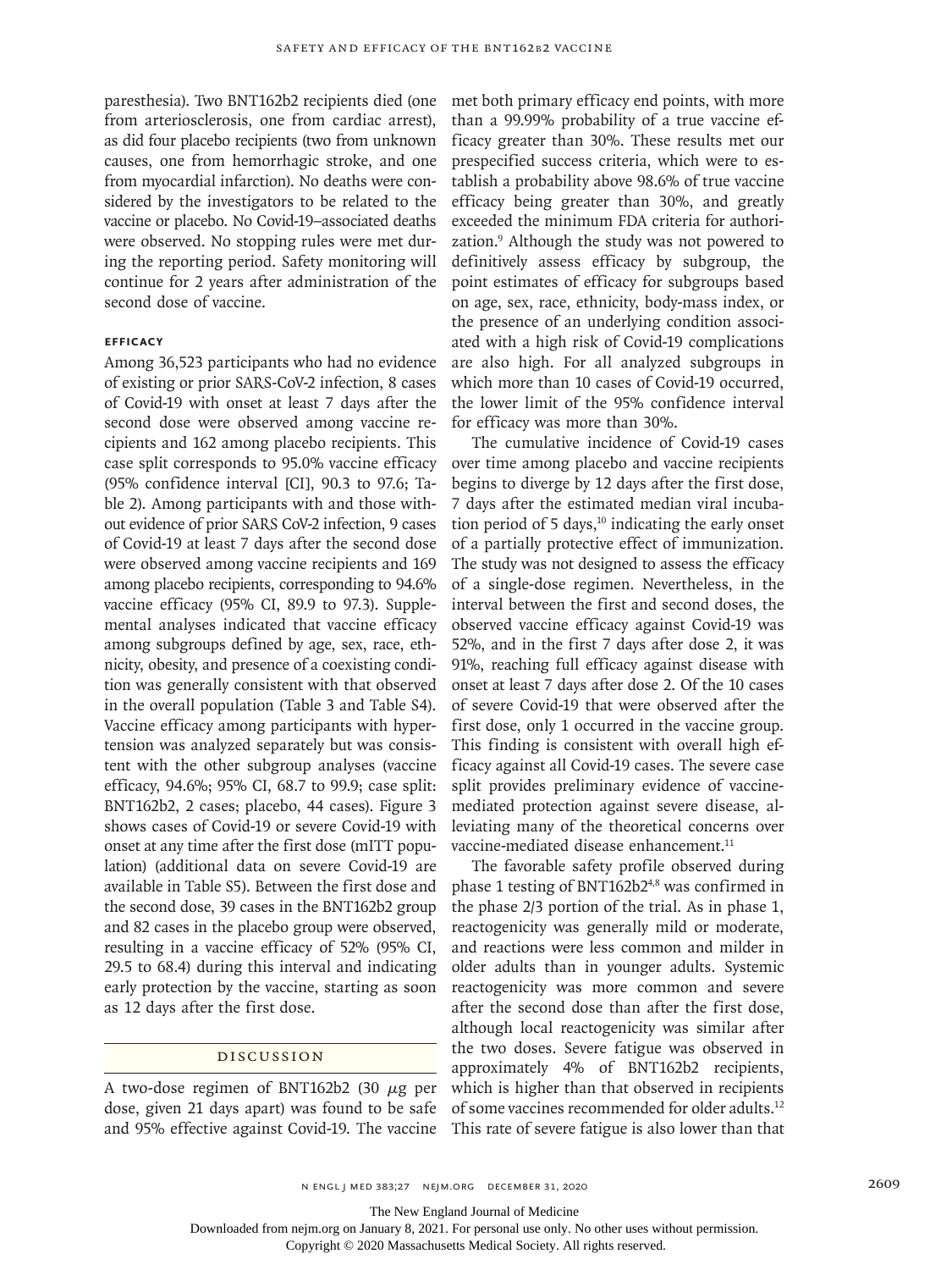paresthesia). Two BNT162b2 recipients died (one from arteriosclerosis, one from cardiac arrest), as did four placebo recipients (two from unknown causes, one from hemorrhagic stroke, and one from myocardial infarction). No deaths were considered by the investigators to be related to the vaccine or placebo. No Covid-19–associated deaths were observed. No stopping rules were met during the reporting period. Safety monitoring will continue for 2 years after administration of the second dose of vaccine.

### Efficacy

Among 36,523 participants who had no evidence of existing or prior SARS-CoV-2 infection, 8 cases of Covid-19 with onset at least 7 days after the second dose were observed among vaccine recipients and 162 among placebo recipients. This case split corresponds to 95.0% vaccine efficacy (95% confidence interval [CI], 90.3 to 97.6; Table 2). Among participants with and those without evidence of prior SARS CoV-2 infection, 9 cases of Covid-19 at least 7 days after the second dose were observed among vaccine recipients and 169 among placebo recipients, corresponding to 94.6% vaccine efficacy (95% CI, 89.9 to 97.3). Supplemental analyses indicated that vaccine efficacy among subgroups defined by age, sex, race, ethnicity, obesity, and presence of a coexisting condition was generally consistent with that observed in the overall population (Table 3 and Table S4). Vaccine efficacy among participants with hypertension was analyzed separately but was consistent with the other subgroup analyses (vaccine efficacy, 94.6%; 95% CI, 68.7 to 99.9; case split: BNT162b2, 2 cases; placebo, 44 cases). Figure 3 shows cases of Covid-19 or severe Covid-19 with onset at any time after the first dose (mITT population) (additional data on severe Covid-19 are available in Table S5). Between the first dose and the second dose, 39 cases in the BNT162b2 group and 82 cases in the placebo group were observed, resulting in a vaccine efficacy of 52% (95% CI, 29.5 to 68.4) during this interval and indicating early protection by the vaccine, starting as soon as 12 days after the first dose.

## Discussion

A two-dose regimen of BNT162b2 (30 μg per dose, given 21 days apart) was found to be safe and 95% effective against Covid-19. The vaccine met both primary efficacy end points, with more than a 99.99% probability of a true vaccine efficacy greater than 30%. These results met our prespecified success criteria, which were to establish a probability above 98.6% of true vaccine efficacy being greater than 30%, and greatly exceeded the minimum FDA criteria for authorization.[9] Although the study was not powered to definitively assess efficacy by subgroup, the point estimates of efficacy for subgroups based on age, sex, race, ethnicity, body-mass index, or the presence of an underlying condition associated with a high risk of Covid-19 complications are also high. For all analyzed subgroups in which more than 10 cases of Covid-19 occurred, the lower limit of the 95% confidence interval for efficacy was more than 30%.

The cumulative incidence of Covid-19 cases over time among placebo and vaccine recipients begins to diverge by 12 days after the first dose, 7 days after the estimated median viral incubation period of 5 days,[10] indicating the early onset of a partially protective effect of immunization. The study was not designed to assess the efficacy of a single-dose regimen. Nevertheless, in the interval between the first and second doses, the observed vaccine efficacy against Covid-19 was 52%, and in the first 7 days after dose 2, it was 91%, reaching full efficacy against disease with onset at least 7 days after dose 2. Of the 10 cases of severe Covid-19 that were observed after the first dose, only 1 occurred in the vaccine group. This finding is consistent with overall high efficacy against all Covid-19 cases. The severe case split provides preliminary evidence of vaccine-mediated protection against severe disease, alleviating many of the theoretical concerns over vaccine-mediated disease enhancement.[11]

The favorable safety profile observed during phase 1 testing of BNT162b2[4,8] was confirmed in the phase 2/3 portion of the trial. As in phase 1, reactogenicity was generally mild or moderate, and reactions were less common and milder in older adults than in younger adults. Systemic reactogenicity was more common and severe after the second dose than after the first dose, although local reactogenicity was similar after the two doses. Severe fatigue was observed in approximately 4% of BNT162b2 recipients, which is higher than that observed in recipients of some vaccines recommended for older adults.[12] This rate of severe fatigue is also lower than that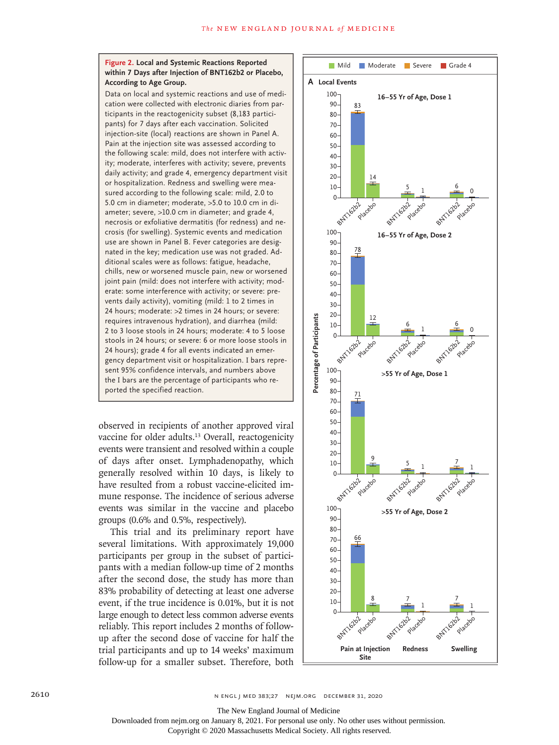**Figure 2. Local and Systemic Reactions Reported within 7 Days after Injection of BNT162b2 or Placebo, According to Age Group.**

Data on local and systemic reactions and use of medication were collected with electronic diaries from participants in the reactogenicity subset (8,183 participants) for 7 days after each vaccination. Solicited injection-site (local) reactions are shown in Panel A. Pain at the injection site was assessed according to the following scale: mild, does not interfere with activity; moderate, interferes with activity; severe, prevents daily activity; and grade 4, emergency department visit or hospitalization. Redness and swelling were measured according to the following scale: mild, 2.0 to 5.0 cm in diameter; moderate, >5.0 to 10.0 cm in diameter; severe, >10.0 cm in diameter; and grade 4, necrosis or exfoliative dermatitis (for redness) and necrosis (for swelling). Systemic events and medication use are shown in Panel B. Fever categories are designated in the key; medication use was not graded. Additional scales were as follows: fatigue, headache, chills, new or worsened muscle pain, new or worsened joint pain (mild: does not interfere with activity; moderate: some interference with activity; or severe: prevents daily activity), vomiting (mild: 1 to 2 times in 24 hours; moderate: >2 times in 24 hours; or severe: requires intravenous hydration), and diarrhea (mild: 2 to 3 loose stools in 24 hours; moderate: 4 to 5 loose stools in 24 hours; or severe: 6 or more loose stools in 24 hours); grade 4 for all events indicated an emergency department visit or hospitalization. I bars represent 95% confidence intervals, and numbers above the I bars are the percentage of participants who reported the specified reaction.

**A Local Events** (Percentage of Participants; Mild, Moderate, Severe, Grade 4)

| Group | Pain at Injection Site: BNT162b2 | Placebo | Redness: BNT162b2 | Placebo | Swelling: BNT162b2 | Placebo |
|---|---|---|---|---|---|---|
| 16–55 Yr of Age, Dose 1 | 83 | 14 | 5 | 1 | 6 | 0 |
| 16–55 Yr of Age, Dose 2 | 78 | 12 | 6 | 1 | 6 | 0 |
| >55 Yr of Age, Dose 1 | 71 | 9 | 5 | 1 | 7 | 1 |
| >55 Yr of Age, Dose 2 | 66 | 8 | 7 | 1 | 7 | 1 |

observed in recipients of another approved viral vaccine for older adults.[13] Overall, reactogenicity events were transient and resolved within a couple of days after onset. Lymphadenopathy, which generally resolved within 10 days, is likely to have resulted from a robust vaccine-elicited immune response. The incidence of serious adverse events was similar in the vaccine and placebo groups (0.6% and 0.5%, respectively).

This trial and its preliminary report have several limitations. With approximately 19,000 participants per group in the subset of participants with a median follow-up time of 2 months after the second dose, the study has more than 83% probability of detecting at least one adverse event, if the true incidence is 0.01%, but it is not large enough to detect less common adverse events reliably. This report includes 2 months of follow-up after the second dose of vaccine for half the trial participants and up to 14 weeks' maximum follow-up for a smaller subset. Therefore, both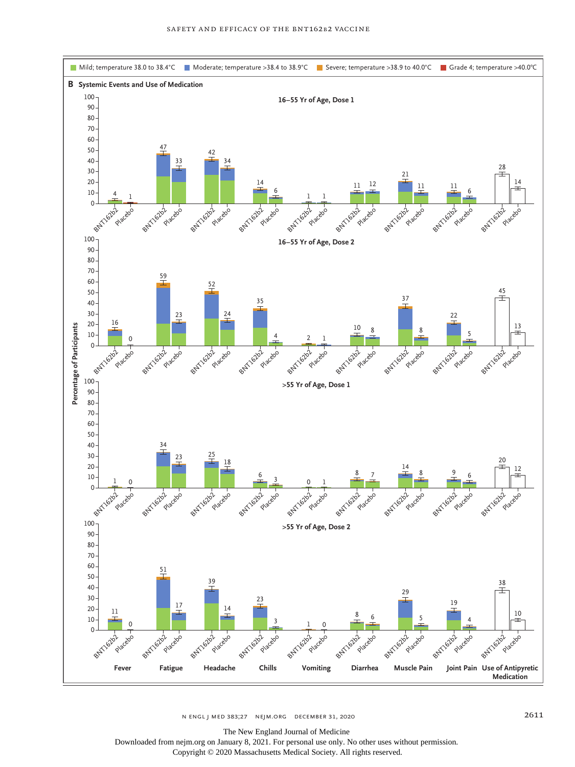Mild; temperature 38.0 to 38.4°C | Moderate; temperature >38.4 to 38.9°C | Severe; temperature >38.9 to 40.0°C | Grade 4; temperature >40.0°C

**B Systemic Events and Use of Medication**

Percentage of Participants

| | Fever | | Fatigue | | Headache | | Chills | | Vomiting | | Diarrhea | | Muscle Pain | | Joint Pain | | Use of Antipyretic Medication | |
|---|---|---|---|---|---|---|---|---|---|---|---|---|---|---|---|---|---|---|
| | BNT162b2 | Placebo | BNT162b2 | Placebo | BNT162b2 | Placebo | BNT162b2 | Placebo | BNT162b2 | Placebo | BNT162b2 | Placebo | BNT162b2 | Placebo | BNT162b2 | Placebo | BNT162b2 | Placebo |
| 16–55 Yr of Age, Dose 1 | 4 | 1 | 47 | 33 | 42 | 34 | 14 | 6 | 1 | 1 | 11 | 12 | 21 | 11 | 11 | 6 | 28 | 14 |
| 16–55 Yr of Age, Dose 2 | 16 | 0 | 59 | 23 | 52 | 24 | 35 | 4 | 2 | 1 | 10 | 8 | 37 | 8 | 22 | 5 | 45 | 13 |
| >55 Yr of Age, Dose 1 | 1 | 0 | 34 | 23 | 25 | 18 | 6 | 3 | 0 | 1 | 8 | 7 | 14 | 8 | 9 | 6 | 20 | 12 |
| >55 Yr of Age, Dose 2 | 11 | 0 | 51 | 17 | 39 | 14 | 23 | 3 | 1 | 0 | 8 | 6 | 29 | 5 | 19 | 4 | 38 | 10 |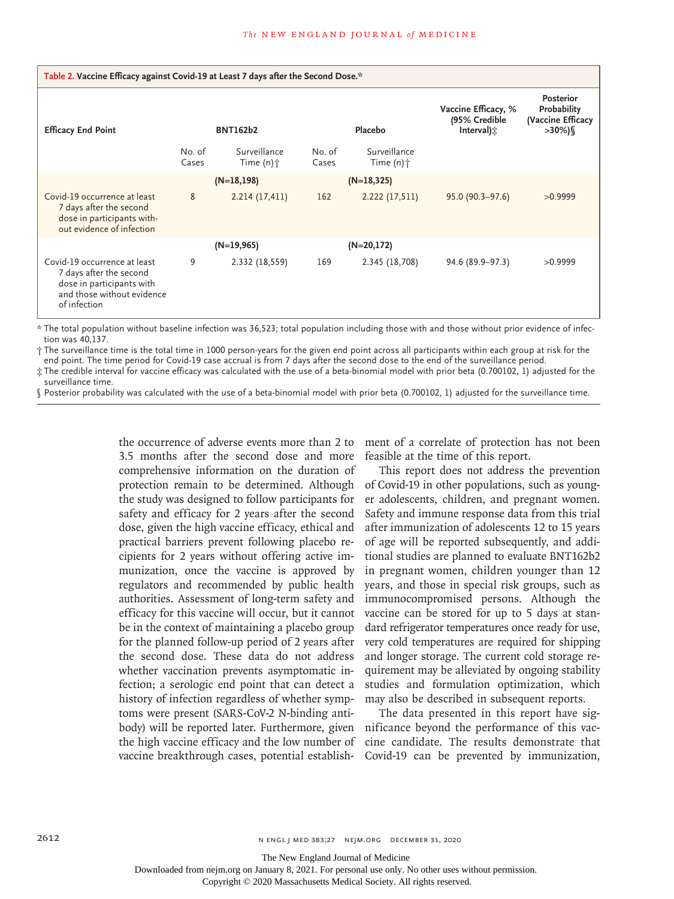**Table 2. Vaccine Efficacy against Covid-19 at Least 7 days after the Second Dose.***

| Efficacy End Point | BNT162b2 | | Placebo | | Vaccine Efficacy, % (95% Credible Interval)‡ | Posterior Probability (Vaccine Efficacy >30%)§ |
|---|---|---|---|---|---|---|
| | No. of Cases | Surveillance Time (n)† | No. of Cases | Surveillance Time (n)† | | |
| | (N=18,198) | | (N=18,325) | | | |
| Covid-19 occurrence at least 7 days after the second dose in participants without evidence of infection | 8 | 2.214 (17,411) | 162 | 2.222 (17,511) | 95.0 (90.3–97.6) | >0.9999 |
| | (N=19,965) | | (N=20,172) | | | |
| Covid-19 occurrence at least 7 days after the second dose in participants with and those without evidence of infection | 9 | 2.332 (18,559) | 169 | 2.345 (18,708) | 94.6 (89.9–97.3) | >0.9999 |

\* The total population without baseline infection was 36,523; total population including those with and those without prior evidence of infection was 40,137.

† The surveillance time is the total time in 1000 person-years for the given end point across all participants within each group at risk for the end point. The time period for Covid-19 case accrual is from 7 days after the second dose to the end of the surveillance period.

‡ The credible interval for vaccine efficacy was calculated with the use of a beta-binomial model with prior beta (0.700102, 1) adjusted for the surveillance time.

§ Posterior probability was calculated with the use of a beta-binomial model with prior beta (0.700102, 1) adjusted for the surveillance time.

the occurrence of adverse events more than 2 to 3.5 months after the second dose and more comprehensive information on the duration of protection remain to be determined. Although the study was designed to follow participants for safety and efficacy for 2 years after the second dose, given the high vaccine efficacy, ethical and practical barriers prevent following placebo recipients for 2 years without offering active immunization, once the vaccine is approved by regulators and recommended by public health authorities. Assessment of long-term safety and efficacy for this vaccine will occur, but it cannot be in the context of maintaining a placebo group for the planned follow-up period of 2 years after the second dose. These data do not address whether vaccination prevents asymptomatic infection; a serologic end point that can detect a history of infection regardless of whether symptoms were present (SARS-CoV-2 N-binding antibody) will be reported later. Furthermore, given the high vaccine efficacy and the low number of vaccine breakthrough cases, potential establishment of a correlate of protection has not been feasible at the time of this report.

This report does not address the prevention of Covid-19 in other populations, such as younger adolescents, children, and pregnant women. Safety and immune response data from this trial after immunization of adolescents 12 to 15 years of age will be reported subsequently, and additional studies are planned to evaluate BNT162b2 in pregnant women, children younger than 12 years, and those in special risk groups, such as immunocompromised persons. Although the vaccine can be stored for up to 5 days at standard refrigerator temperatures once ready for use, very cold temperatures are required for shipping and longer storage. The current cold storage requirement may be alleviated by ongoing stability studies and formulation optimization, which may also be described in subsequent reports.

The data presented in this report have significance beyond the performance of this vaccine candidate. The results demonstrate that Covid-19 can be prevented by immunization,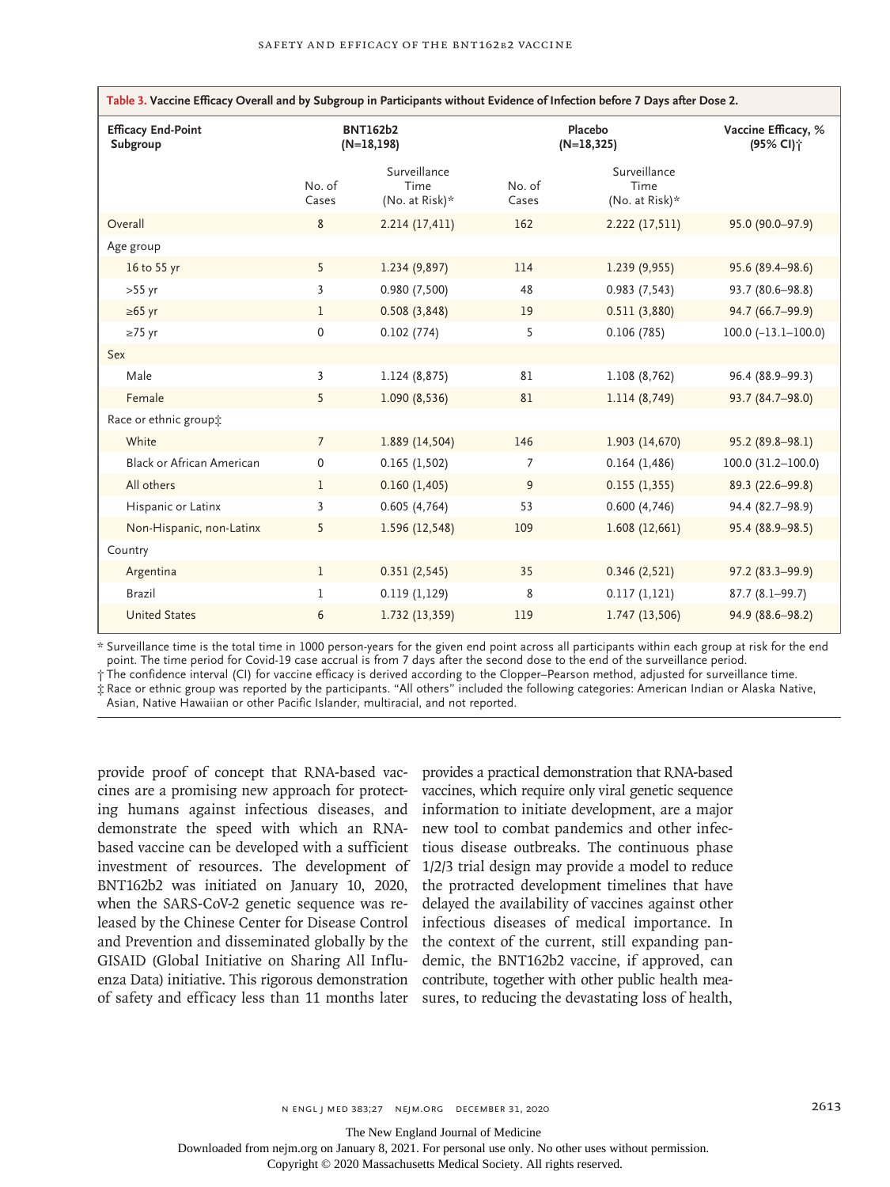**Table 3. Vaccine Efficacy Overall and by Subgroup in Participants without Evidence of Infection before 7 Days after Dose 2.**

| Efficacy End-Point Subgroup | BNT162b2 (N=18,198) | | Placebo (N=18,325) | | Vaccine Efficacy, % (95% CI)† |
|---|---|---|---|---|---|
| | No. of Cases | Surveillance Time (No. at Risk)* | No. of Cases | Surveillance Time (No. at Risk)* | |
| Overall | 8 | 2.214 (17,411) | 162 | 2.222 (17,511) | 95.0 (90.0–97.9) |
| Age group | | | | | |
| 16 to 55 yr | 5 | 1.234 (9,897) | 114 | 1.239 (9,955) | 95.6 (89.4–98.6) |
| >55 yr | 3 | 0.980 (7,500) | 48 | 0.983 (7,543) | 93.7 (80.6–98.8) |
| ≥65 yr | 1 | 0.508 (3,848) | 19 | 0.511 (3,880) | 94.7 (66.7–99.9) |
| ≥75 yr | 0 | 0.102 (774) | 5 | 0.106 (785) | 100.0 (−13.1–100.0) |
| Sex | | | | | |
| Male | 3 | 1.124 (8,875) | 81 | 1.108 (8,762) | 96.4 (88.9–99.3) |
| Female | 5 | 1.090 (8,536) | 81 | 1.114 (8,749) | 93.7 (84.7–98.0) |
| Race or ethnic group‡ | | | | | |
| White | 7 | 1.889 (14,504) | 146 | 1.903 (14,670) | 95.2 (89.8–98.1) |
| Black or African American | 0 | 0.165 (1,502) | 7 | 0.164 (1,486) | 100.0 (31.2–100.0) |
| All others | 1 | 0.160 (1,405) | 9 | 0.155 (1,355) | 89.3 (22.6–99.8) |
| Hispanic or Latinx | 3 | 0.605 (4,764) | 53 | 0.600 (4,746) | 94.4 (82.7–98.9) |
| Non-Hispanic, non-Latinx | 5 | 1.596 (12,548) | 109 | 1.608 (12,661) | 95.4 (88.9–98.5) |
| Country | | | | | |
| Argentina | 1 | 0.351 (2,545) | 35 | 0.346 (2,521) | 97.2 (83.3–99.9) |
| Brazil | 1 | 0.119 (1,129) | 8 | 0.117 (1,121) | 87.7 (8.1–99.7) |
| United States | 6 | 1.732 (13,359) | 119 | 1.747 (13,506) | 94.9 (88.6–98.2) |

* Surveillance time is the total time in 1000 person-years for the given end point across all participants within each group at risk for the end point. The time period for Covid-19 case accrual is from 7 days after the second dose to the end of the surveillance period.
† The confidence interval (CI) for vaccine efficacy is derived according to the Clopper–Pearson method, adjusted for surveillance time.
‡ Race or ethnic group was reported by the participants. "All others" included the following categories: American Indian or Alaska Native, Asian, Native Hawaiian or other Pacific Islander, multiracial, and not reported.

provide proof of concept that RNA-based vaccines are a promising new approach for protecting humans against infectious diseases, and demonstrate the speed with which an RNA-based vaccine can be developed with a sufficient investment of resources. The development of BNT162b2 was initiated on January 10, 2020, when the SARS-CoV-2 genetic sequence was released by the Chinese Center for Disease Control and Prevention and disseminated globally by the GISAID (Global Initiative on Sharing All Influenza Data) initiative. This rigorous demonstration of safety and efficacy less than 11 months later provides a practical demonstration that RNA-based vaccines, which require only viral genetic sequence information to initiate development, are a major new tool to combat pandemics and other infectious disease outbreaks. The continuous phase 1/2/3 trial design may provide a model to reduce the protracted development timelines that have delayed the availability of vaccines against other infectious diseases of medical importance. In the context of the current, still expanding pandemic, the BNT162b2 vaccine, if approved, can contribute, together with other public health measures, to reducing the devastating loss of health,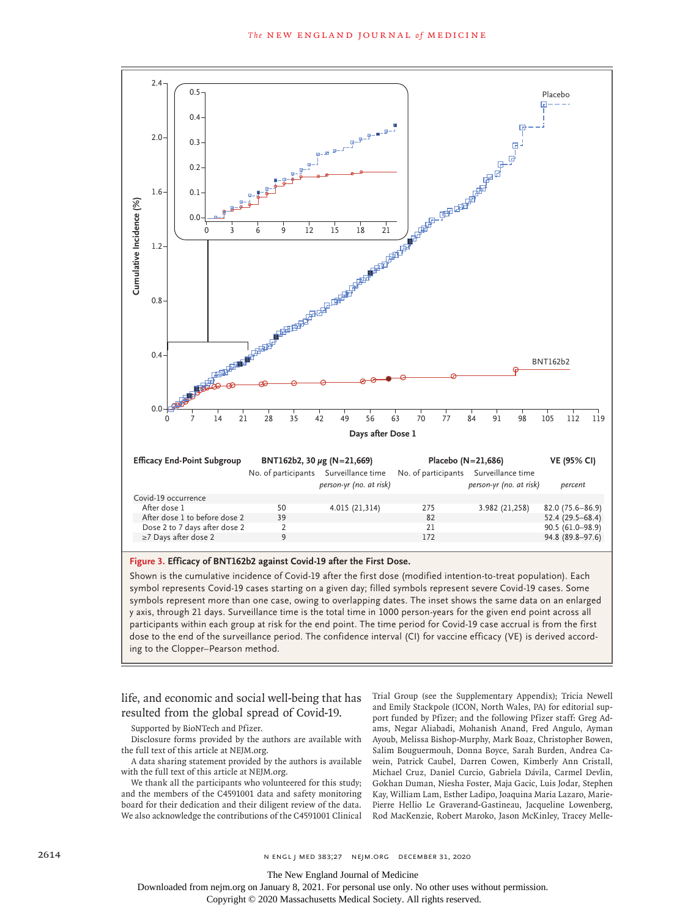| Efficacy End-Point Subgroup | BNT162b2, 30 μg (N=21,669) | | Placebo (N=21,686) | | VE (95% CI) |
|---|---|---|---|---|---|
| | No. of participants | Surveillance time *person-yr (no. at risk)* | No. of participants | Surveillance time *person-yr (no. at risk)* | *percent* |
| Covid-19 occurrence | | | | | |
| After dose 1 | 50 | 4.015 (21,314) | 275 | 3.982 (21,258) | 82.0 (75.6–86.9) |
| After dose 1 to before dose 2 | 39 | | 82 | | 52.4 (29.5–68.4) |
| Dose 2 to 7 days after dose 2 | 2 | | 21 | | 90.5 (61.0–98.9) |
| ≥7 Days after dose 2 | 9 | | 172 | | 94.8 (89.8–97.6) |

**Figure 3. Efficacy of BNT162b2 against Covid-19 after the First Dose.**

Shown is the cumulative incidence of Covid-19 after the first dose (modified intention-to-treat population). Each symbol represents Covid-19 cases starting on a given day; filled symbols represent severe Covid-19 cases. Some symbols represent more than one case, owing to overlapping dates. The inset shows the same data on an enlarged y axis, through 21 days. Surveillance time is the total time in 1000 person-years for the given end point across all participants within each group at risk for the end point. The time period for Covid-19 case accrual is from the first dose to the end of the surveillance period. The confidence interval (CI) for vaccine efficacy (VE) is derived according to the Clopper–Pearson method.

life, and economic and social well-being that has resulted from the global spread of Covid-19.

Supported by BioNTech and Pfizer.

Disclosure forms provided by the authors are available with the full text of this article at NEJM.org.

A data sharing statement provided by the authors is available with the full text of this article at NEJM.org.

We thank all the participants who volunteered for this study; and the members of the C4591001 data and safety monitoring board for their dedication and their diligent review of the data. We also acknowledge the contributions of the C4591001 Clinical Trial Group (see the Supplementary Appendix); Tricia Newell and Emily Stackpole (ICON, North Wales, PA) for editorial support funded by Pfizer; and the following Pfizer staff: Greg Adams, Negar Aliabadi, Mohanish Anand, Fred Angulo, Ayman Ayoub, Melissa Bishop-Murphy, Mark Boaz, Christopher Bowen, Salim Bouguermouh, Donna Boyce, Sarah Burden, Andrea Cawein, Patrick Caubel, Darren Cowen, Kimberly Ann Cristall, Michael Cruz, Daniel Curcio, Gabriela Dávila, Carmel Devlin, Gokhan Duman, Niesha Foster, Maja Gacic, Luis Jodar, Stephen Kay, William Lam, Esther Ladipo, Joaquina Maria Lazaro, Marie-Pierre Hellio Le Graverand-Gastineau, Jacqueline Lowenberg, Rod MacKenzie, Robert Maroko, Jason McKinley, Tracey Melle-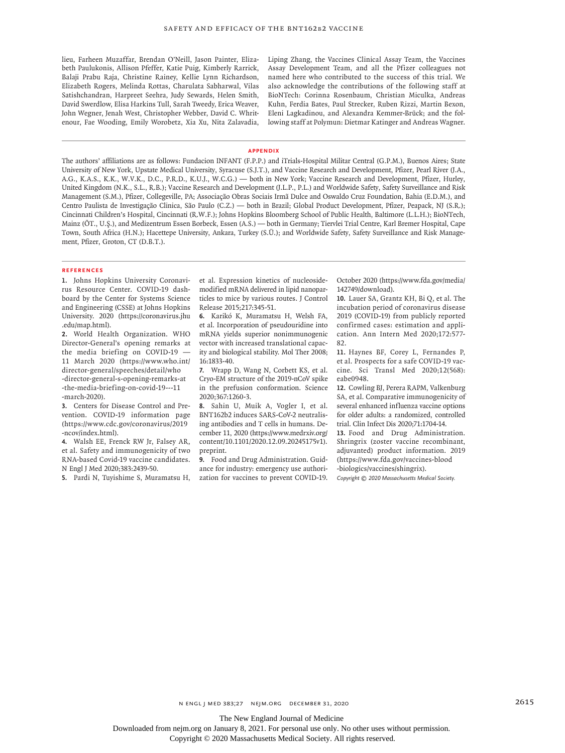lieu, Farheen Muzaffar, Brendan O'Neill, Jason Painter, Elizabeth Paulukonis, Allison Pfeffer, Katie Puig, Kimberly Rarrick, Balaji Prabu Raja, Christine Rainey, Kellie Lynn Richardson, Elizabeth Rogers, Melinda Rottas, Charulata Sabharwal, Vilas Satishchandran, Harpreet Seehra, Judy Sewards, Helen Smith, David Swerdlow, Elisa Harkins Tull, Sarah Tweedy, Erica Weaver, John Wegner, Jenah West, Christopher Webber, David C. Whritenour, Fae Wooding, Emily Worobetz, Xia Xu, Nita Zalavadia, Liping Zhang, the Vaccines Clinical Assay Team, the Vaccines Assay Development Team, and all the Pfizer colleagues not named here who contributed to the success of this trial. We also acknowledge the contributions of the following staff at BioNTech: Corinna Rosenbaum, Christian Miculka, Andreas Kuhn, Ferdia Bates, Paul Strecker, Ruben Rizzi, Martin Bexon, Eleni Lagkadinou, and Alexandra Kemmer-Brück; and the following staff at Polymun: Dietmar Katinger and Andreas Wagner.

## Appendix

The authors' affiliations are as follows: Fundacion INFANT (F.P.P.) and iTrials-Hospital Militar Central (G.P.M.), Buenos Aires; State University of New York, Upstate Medical University, Syracuse (S.J.T.), and Vaccine Research and Development, Pfizer, Pearl River (J.A., A.G., K.A.S., K.K., W.V.K., D.C., P.R.D., K.U.J., W.C.G.) — both in New York; Vaccine Research and Development, Pfizer, Hurley, United Kingdom (N.K., S.L., R.B.); Vaccine Research and Development (J.L.P., P.L.) and Worldwide Safety, Safety Surveillance and Risk Management (S.M.), Pfizer, Collegeville, PA; Associação Obras Sociais Irmã Dulce and Oswaldo Cruz Foundation, Bahia (E.D.M.), and Centro Paulista de Investigação Clinica, São Paulo (C.Z.) — both in Brazil; Global Product Development, Pfizer, Peapack, NJ (S.R.); Cincinnati Children's Hospital, Cincinnati (R.W.F.); Johns Hopkins Bloomberg School of Public Health, Baltimore (L.L.H.); BioNTech, Mainz (ÖT., U.Ş.), and Medizentrum Essen Borbeck, Essen (A.S.) — both in Germany; Tiervlei Trial Centre, Karl Bremer Hospital, Cape Town, South Africa (H.N.); Hacettepe University, Ankara, Turkey (S.Ü.); and Worldwide Safety, Safety Surveillance and Risk Management, Pfizer, Groton, CT (D.B.T.).

## References

1. Johns Hopkins University Coronavirus Resource Center. COVID-19 dashboard by the Center for Systems Science and Engineering (CSSE) at Johns Hopkins University. 2020 (https://coronavirus.jhu.edu/map.html).
2. World Health Organization. WHO Director-General's opening remarks at the media briefing on COVID-19 — 11 March 2020 (https://www.who.int/director-general/speeches/detail/who-director-general-s-opening-remarks-at-the-media-briefing-on-covid-19---11-march-2020).
3. Centers for Disease Control and Prevention. COVID-19 information page (https://www.cdc.gov/coronavirus/2019-ncov/index.html).
4. Walsh EE, Frenck RW Jr, Falsey AR, et al. Safety and immunogenicity of two RNA-based Covid-19 vaccine candidates. N Engl J Med 2020;383:2439-50.
5. Pardi N, Tuyishime S, Muramatsu H, et al. Expression kinetics of nucleoside-modified mRNA delivered in lipid nanoparticles to mice by various routes. J Control Release 2015;217:345-51.
6. Karikó K, Muramatsu H, Welsh FA, et al. Incorporation of pseudouridine into mRNA yields superior nonimmunogenic vector with increased translational capacity and biological stability. Mol Ther 2008;16:1833-40.
7. Wrapp D, Wang N, Corbett KS, et al. Cryo-EM structure of the 2019-nCoV spike in the prefusion conformation. Science 2020;367:1260-3.
8. Sahin U, Muik A, Vogler I, et al. BNT162b2 induces SARS-CoV-2 neutralising antibodies and T cells in humans. December 11, 2020 (https://www.medrxiv.org/content/10.1101/2020.12.09.20245175v1). preprint.
9. Food and Drug Administration. Guidance for industry: emergency use authorization for vaccines to prevent COVID-19. October 2020 (https://www.fda.gov/media/142749/download).
10. Lauer SA, Grantz KH, Bi Q, et al. The incubation period of coronavirus disease 2019 (COVID-19) from publicly reported confirmed cases: estimation and application. Ann Intern Med 2020;172:577-82.
11. Haynes BF, Corey L, Fernandes P, et al. Prospects for a safe COVID-19 vaccine. Sci Transl Med 2020;12(568):eabe0948.
12. Cowling BJ, Perera RAPM, Valkenburg SA, et al. Comparative immunogenicity of several enhanced influenza vaccine options for older adults: a randomized, controlled trial. Clin Infect Dis 2020;71:1704-14.
13. Food and Drug Administration. Shringrix (zoster vaccine recombinant, adjuvanted) product information. 2019 (https://www.fda.gov/vaccines-blood-biologics/vaccines/shingrix).

*Copyright © 2020 Massachusetts Medical Society.*